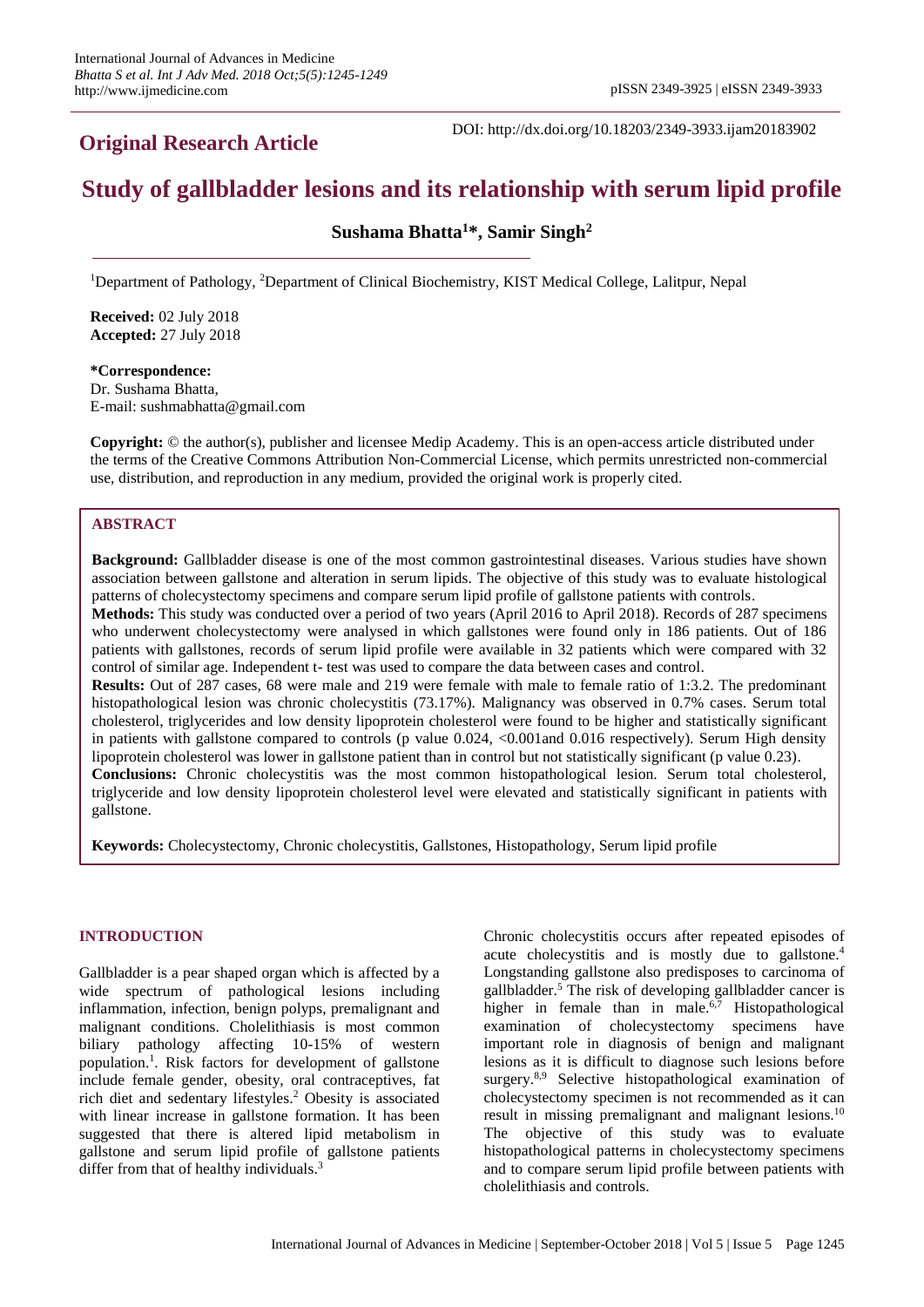## Original Research Article

DOI: http://dx.doi.org/10.18203/2349-3933.ijam20183902

# Study of gallbladder lesions and its relationship with serum lipid profile

**Sushama Bhatta[1]*, Samir Singh[2]**

[1]Department of Pathology, [2]Department of Clinical Biochemistry, KIST Medical College, Lalitpur, Nepal

**Received:** 02 July 2018
**Accepted:** 27 July 2018

***Correspondence:**
Dr. Sushama Bhatta,
E-mail: sushmabhatta@gmail.com

**Copyright:** © the author(s), publisher and licensee Medip Academy. This is an open-access article distributed under the terms of the Creative Commons Attribution Non-Commercial License, which permits unrestricted non-commercial use, distribution, and reproduction in any medium, provided the original work is properly cited.

## ABSTRACT

**Background:** Gallbladder disease is one of the most common gastrointestinal diseases. Various studies have shown association between gallstone and alteration in serum lipids. The objective of this study was to evaluate histological patterns of cholecystectomy specimens and compare serum lipid profile of gallstone patients with controls.

**Methods:** This study was conducted over a period of two years (April 2016 to April 2018). Records of 287 specimens who underwent cholecystectomy were analysed in which gallstones were found only in 186 patients. Out of 186 patients with gallstones, records of serum lipid profile were available in 32 patients which were compared with 32 control of similar age. Independent t- test was used to compare the data between cases and control.

**Results:** Out of 287 cases, 68 were male and 219 were female with male to female ratio of 1:3.2. The predominant histopathological lesion was chronic cholecystitis (73.17%). Malignancy was observed in 0.7% cases. Serum total cholesterol, triglycerides and low density lipoprotein cholesterol were found to be higher and statistically significant in patients with gallstone compared to controls (p value 0.024, <0.001and 0.016 respectively). Serum High density lipoprotein cholesterol was lower in gallstone patient than in control but not statistically significant (p value 0.23).

**Conclusions:** Chronic cholecystitis was the most common histopathological lesion. Serum total cholesterol, triglyceride and low density lipoprotein cholesterol level were elevated and statistically significant in patients with gallstone.

**Keywords:** Cholecystectomy, Chronic cholecystitis, Gallstones, Histopathology, Serum lipid profile

## INTRODUCTION

Gallbladder is a pear shaped organ which is affected by a wide spectrum of pathological lesions including inflammation, infection, benign polyps, premalignant and malignant conditions. Cholelithiasis is most common biliary pathology affecting 10-15% of western population.[1]. Risk factors for development of gallstone include female gender, obesity, oral contraceptives, fat rich diet and sedentary lifestyles.[2] Obesity is associated with linear increase in gallstone formation. It has been suggested that there is altered lipid metabolism in gallstone and serum lipid profile of gallstone patients differ from that of healthy individuals.[3]

Chronic cholecystitis occurs after repeated episodes of acute cholecystitis and is mostly due to gallstone.[4] Longstanding gallstone also predisposes to carcinoma of gallbladder.[5] The risk of developing gallbladder cancer is higher in female than in male.[6,7] Histopathological examination of cholecystectomy specimens have important role in diagnosis of benign and malignant lesions as it is difficult to diagnose such lesions before surgery.[8,9] Selective histopathological examination of cholecystectomy specimen is not recommended as it can result in missing premalignant and malignant lesions.[10] The objective of this study was to evaluate histopathological patterns in cholecystectomy specimens and to compare serum lipid profile between patients with cholelithiasis and controls.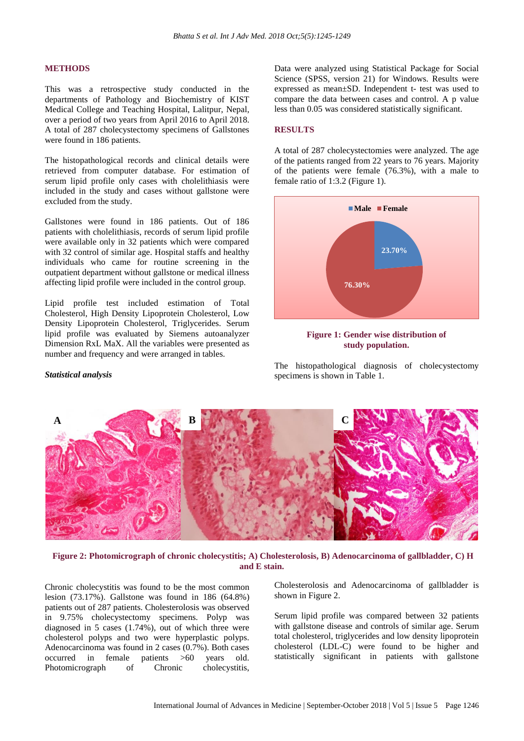## METHODS

This was a retrospective study conducted in the departments of Pathology and Biochemistry of KIST Medical College and Teaching Hospital, Lalitpur, Nepal, over a period of two years from April 2016 to April 2018. A total of 287 cholecystectomy specimens of Gallstones were found in 186 patients.

The histopathological records and clinical details were retrieved from computer database. For estimation of serum lipid profile only cases with cholelithiasis were included in the study and cases without gallstone were excluded from the study.

Gallstones were found in 186 patients. Out of 186 patients with cholelithiasis, records of serum lipid profile were available only in 32 patients which were compared with 32 control of similar age. Hospital staffs and healthy individuals who came for routine screening in the outpatient department without gallstone or medical illness affecting lipid profile were included in the control group.

Lipid profile test included estimation of Total Cholesterol, High Density Lipoprotein Cholesterol, Low Density Lipoprotein Cholesterol, Triglycerides. Serum lipid profile was evaluated by Siemens autoanalyzer Dimension RxL MaX. All the variables were presented as number and frequency and were arranged in tables.

### *Statistical analysis*

Data were analyzed using Statistical Package for Social Science (SPSS, version 21) for Windows. Results were expressed as mean±SD. Independent t- test was used to compare the data between cases and control. A p value less than 0.05 was considered statistically significant.

## RESULTS

A total of 287 cholecystectomies were analyzed. The age of the patients ranged from 22 years to 76 years. Majority of the patients were female (76.3%), with a male to female ratio of 1:3.2 (Figure 1).

**Figure 1: Gender wise distribution of study population.**

The histopathological diagnosis of cholecystectomy specimens is shown in Table 1.

**Figure 2: Photomicrograph of chronic cholecystitis; A) Cholesterolosis, B) Adenocarcinoma of gallbladder, C) H and E stain.**

Chronic cholecystitis was found to be the most common lesion (73.17%). Gallstone was found in 186 (64.8%) patients out of 287 patients. Cholesterolosis was observed in 9.75% cholecystectomy specimens. Polyp was diagnosed in 5 cases (1.74%), out of which three were cholesterol polyps and two were hyperplastic polyps. Adenocarcinoma was found in 2 cases (0.7%). Both cases occurred in female patients >60 years old. Photomicrograph of Chronic cholecystitis, Cholesterolosis and Adenocarcinoma of gallbladder is shown in Figure 2.

Serum lipid profile was compared between 32 patients with gallstone disease and controls of similar age. Serum total cholesterol, triglycerides and low density lipoprotein cholesterol (LDL-C) were found to be higher and statistically significant in patients with gallstone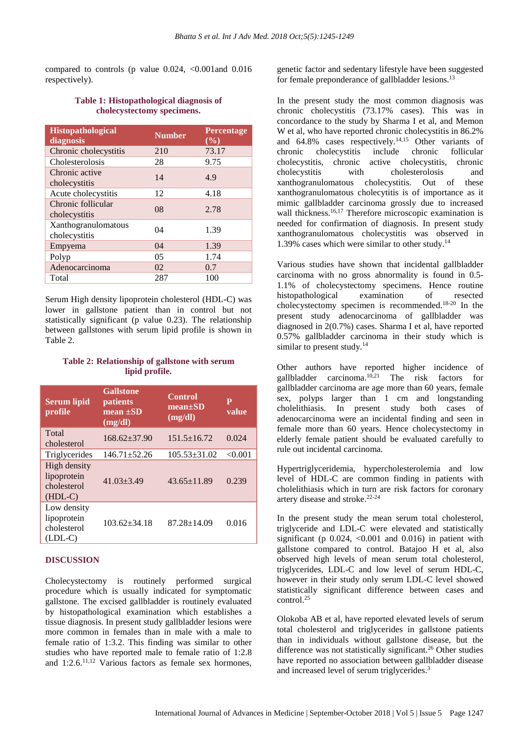compared to controls (p value 0.024, <0.001and 0.016 respectively).

**Table 1: Histopathological diagnosis of cholecystectomy specimens.**

| Histopathological diagnosis | Number | Percentage (%) |
|---|---|---|
| Chronic cholecystitis | 210 | 73.17 |
| Cholesterolosis | 28 | 9.75 |
| Chronic active cholecystitis | 14 | 4.9 |
| Acute cholecystitis | 12 | 4.18 |
| Chronic follicular cholecystitis | 08 | 2.78 |
| Xanthogranulomatous cholecystitis | 04 | 1.39 |
| Empyema | 04 | 1.39 |
| Polyp | 05 | 1.74 |
| Adenocarcinoma | 02 | 0.7 |
| Total | 287 | 100 |

Serum High density lipoprotein cholesterol (HDL-C) was lower in gallstone patient than in control but not statistically significant (p value 0.23). The relationship between gallstones with serum lipid profile is shown in Table 2.

**Table 2: Relationship of gallstone with serum lipid profile.**

| Serum lipid profile | Gallstone patients mean ±SD (mg/dl) | Control mean±SD (mg/dl) | P value |
|---|---|---|---|
| Total cholesterol | 168.62±37.90 | 151.5±16.72 | 0.024 |
| Triglycerides | 146.71±52.26 | 105.53±31.02 | <0.001 |
| High density lipoprotein cholesterol (HDL-C) | 41.03±3.49 | 43.65±11.89 | 0.239 |
| Low density lipoprotein cholesterol (LDL-C) | 103.62±34.18 | 87.28±14.09 | 0.016 |

## DISCUSSION

Cholecystectomy is routinely performed surgical procedure which is usually indicated for symptomatic gallstone. The excised gallbladder is routinely evaluated by histopathological examination which establishes a tissue diagnosis. In present study gallbladder lesions were more common in females than in male with a male to female ratio of 1:3.2. This finding was similar to other studies who have reported male to female ratio of 1:2.8 and 1:2.6.[11,12] Various factors as female sex hormones, genetic factor and sedentary lifestyle have been suggested for female preponderance of gallbladder lesions.[13]

In the present study the most common diagnosis was chronic cholecystitis (73.17% cases). This was in concordance to the study by Sharma I et al, and Memon W et al, who have reported chronic cholecystitis in 86.2% and 64.8% cases respectively.[14,15] Other variants of chronic cholecystitis include chronic follicular cholecystitis, chronic active cholecystitis, chronic cholecystitis with cholesterolosis and xanthogranulomatous cholecystitis. Out of these xanthogranulomatous cholecytitis is of importance as it mimic gallbladder carcinoma grossly due to increased wall thickness.[16,17] Therefore microscopic examination is needed for confirmation of diagnosis. In present study xanthogranulomatous cholecystitis was observed in 1.39% cases which were similar to other study.[14]

Various studies have shown that incidental gallbladder carcinoma with no gross abnormality is found in 0.5-1.1% of cholecystectomy specimens. Hence routine histopathological examination of resected cholecystectomy specimen is recommended.[18-20] In the present study adenocarcinoma of gallbladder was diagnosed in 2(0.7%) cases. Sharma I et al, have reported 0.57% gallbladder carcinoma in their study which is similar to present study.[14]

Other authors have reported higher incidence of gallbladder carcinoma.[10,21] The risk factors for gallbladder carcinoma are age more than 60 years, female sex, polyps larger than 1 cm and longstanding cholelithiasis. In present study both cases of adenocarcinoma were an incidental finding and seen in female more than 60 years. Hence cholecystectomy in elderly female patient should be evaluated carefully to rule out incidental carcinoma.

Hypertriglyceridemia, hypercholesterolemia and low level of HDL-C are common finding in patients with cholelithiasis which in turn are risk factors for coronary artery disease and stroke.[22-24]

In the present study the mean serum total cholesterol, triglyceride and LDL-C were elevated and statistically significant (p 0.024, <0.001 and 0.016) in patient with gallstone compared to control. Batajoo H et al, also observed high levels of mean serum total cholesterol, triglycerides, LDL-C and low level of serum HDL-C, however in their study only serum LDL-C level showed statistically significant difference between cases and control.[25]

Olokoba AB et al, have reported elevated levels of serum total cholesterol and triglycerides in gallstone patients than in individuals without gallstone disease, but the difference was not statistically significant.[26] Other studies have reported no association between gallbladder disease and increased level of serum triglycerides.[3]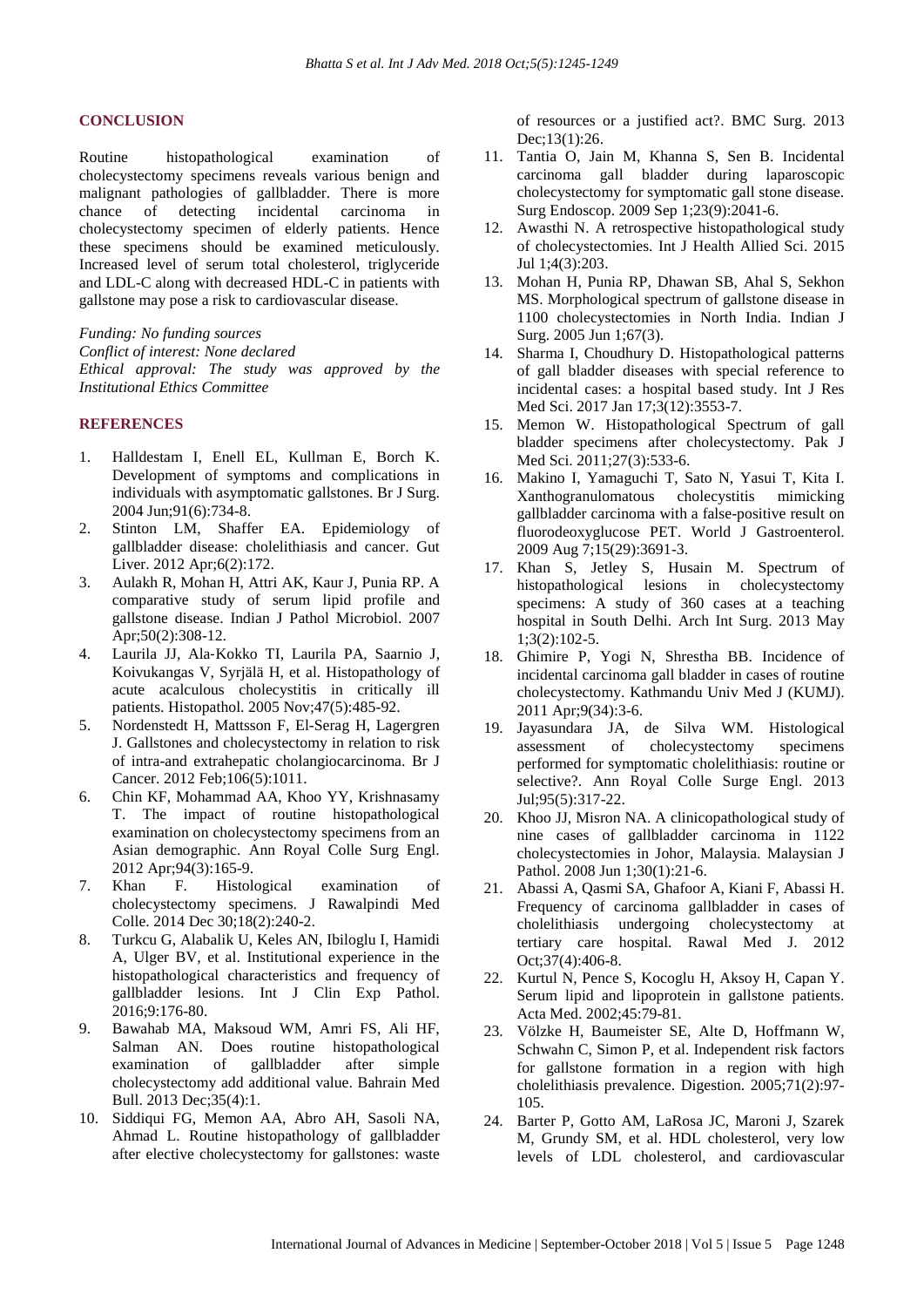## CONCLUSION

Routine histopathological examination of cholecystectomy specimens reveals various benign and malignant pathologies of gallbladder. There is more chance of detecting incidental carcinoma in cholecystectomy specimen of elderly patients. Hence these specimens should be examined meticulously. Increased level of serum total cholesterol, triglyceride and LDL-C along with decreased HDL-C in patients with gallstone may pose a risk to cardiovascular disease.

*Funding: No funding sources*
*Conflict of interest: None declared*
*Ethical approval: The study was approved by the Institutional Ethics Committee*

## REFERENCES

1. Halldestam I, Enell EL, Kullman E, Borch K. Development of symptoms and complications in individuals with asymptomatic gallstones. Br J Surg. 2004 Jun;91(6):734-8.
2. Stinton LM, Shaffer EA. Epidemiology of gallbladder disease: cholelithiasis and cancer. Gut Liver. 2012 Apr;6(2):172.
3. Aulakh R, Mohan H, Attri AK, Kaur J, Punia RP. A comparative study of serum lipid profile and gallstone disease. Indian J Pathol Microbiol. 2007 Apr;50(2):308-12.
4. Laurila JJ, Ala‐Kokko TI, Laurila PA, Saarnio J, Koivukangas V, Syrjälä H, et al. Histopathology of acute acalculous cholecystitis in critically ill patients. Histopathol. 2005 Nov;47(5):485-92.
5. Nordenstedt H, Mattsson F, El-Serag H, Lagergren J. Gallstones and cholecystectomy in relation to risk of intra-and extrahepatic cholangiocarcinoma. Br J Cancer. 2012 Feb;106(5):1011.
6. Chin KF, Mohammad AA, Khoo YY, Krishnasamy T. The impact of routine histopathological examination on cholecystectomy specimens from an Asian demographic. Ann Royal Colle Surg Engl. 2012 Apr;94(3):165-9.
7. Khan F. Histological examination of cholecystectomy specimens. J Rawalpindi Med Colle. 2014 Dec 30;18(2):240-2.
8. Turkcu G, Alabalik U, Keles AN, Ibiloglu I, Hamidi A, Ulger BV, et al. Institutional experience in the histopathological characteristics and frequency of gallbladder lesions. Int J Clin Exp Pathol. 2016;9:176-80.
9. Bawahab MA, Maksoud WM, Amri FS, Ali HF, Salman AN. Does routine histopathological examination of gallbladder after simple cholecystectomy add additional value. Bahrain Med Bull. 2013 Dec;35(4):1.
10. Siddiqui FG, Memon AA, Abro AH, Sasoli NA, Ahmad L. Routine histopathology of gallbladder after elective cholecystectomy for gallstones: waste of resources or a justified act?. BMC Surg. 2013 Dec;13(1):26.
11. Tantia O, Jain M, Khanna S, Sen B. Incidental carcinoma gall bladder during laparoscopic cholecystectomy for symptomatic gall stone disease. Surg Endoscop. 2009 Sep 1;23(9):2041-6.
12. Awasthi N. A retrospective histopathological study of cholecystectomies. Int J Health Allied Sci. 2015 Jul 1;4(3):203.
13. Mohan H, Punia RP, Dhawan SB, Ahal S, Sekhon MS. Morphological spectrum of gallstone disease in 1100 cholecystectomies in North India. Indian J Surg. 2005 Jun 1;67(3).
14. Sharma I, Choudhury D. Histopathological patterns of gall bladder diseases with special reference to incidental cases: a hospital based study. Int J Res Med Sci. 2017 Jan 17;3(12):3553-7.
15. Memon W. Histopathological Spectrum of gall bladder specimens after cholecystectomy. Pak J Med Sci. 2011;27(3):533-6.
16. Makino I, Yamaguchi T, Sato N, Yasui T, Kita I. Xanthogranulomatous cholecystitis mimicking gallbladder carcinoma with a false-positive result on fluorodeoxyglucose PET. World J Gastroenterol. 2009 Aug 7;15(29):3691-3.
17. Khan S, Jetley S, Husain M. Spectrum of histopathological lesions in cholecystectomy specimens: A study of 360 cases at a teaching hospital in South Delhi. Arch Int Surg. 2013 May 1;3(2):102-5.
18. Ghimire P, Yogi N, Shrestha BB. Incidence of incidental carcinoma gall bladder in cases of routine cholecystectomy. Kathmandu Univ Med J (KUMJ). 2011 Apr;9(34):3-6.
19. Jayasundara JA, de Silva WM. Histological assessment of cholecystectomy specimens performed for symptomatic cholelithiasis: routine or selective?. Ann Royal Colle Surge Engl. 2013 Jul;95(5):317-22.
20. Khoo JJ, Misron NA. A clinicopathological study of nine cases of gallbladder carcinoma in 1122 cholecystectomies in Johor, Malaysia. Malaysian J Pathol. 2008 Jun 1;30(1):21-6.
21. Abassi A, Qasmi SA, Ghafoor A, Kiani F, Abassi H. Frequency of carcinoma gallbladder in cases of cholelithiasis undergoing cholecystectomy at tertiary care hospital. Rawal Med J. 2012 Oct;37(4):406-8.
22. Kurtul N, Pence S, Kocoglu H, Aksoy H, Capan Y. Serum lipid and lipoprotein in gallstone patients. Acta Med. 2002;45:79-81.
23. Völzke H, Baumeister SE, Alte D, Hoffmann W, Schwahn C, Simon P, et al. Independent risk factors for gallstone formation in a region with high cholelithiasis prevalence. Digestion. 2005;71(2):97-105.
24. Barter P, Gotto AM, LaRosa JC, Maroni J, Szarek M, Grundy SM, et al. HDL cholesterol, very low levels of LDL cholesterol, and cardiovascular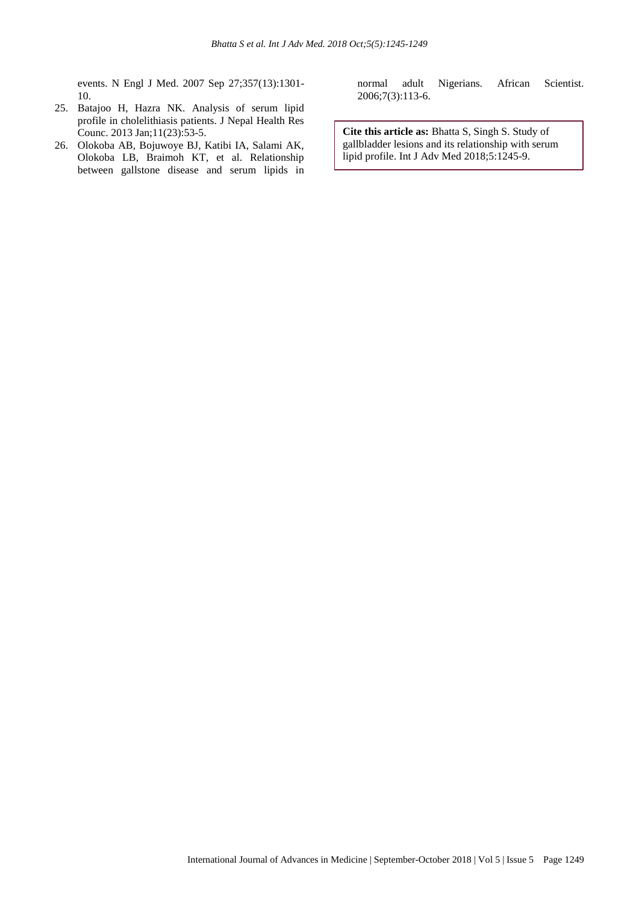events. N Engl J Med. 2007 Sep 27;357(13):1301-10.

25. Batajoo H, Hazra NK. Analysis of serum lipid profile in cholelithiasis patients. J Nepal Health Res Counc. 2013 Jan;11(23):53-5.
26. Olokoba AB, Bojuwoye BJ, Katibi IA, Salami AK, Olokoba LB, Braimoh KT, et al. Relationship between gallstone disease and serum lipids in normal adult Nigerians. African Scientist. 2006;7(3):113-6.

**Cite this article as:** Bhatta S, Singh S. Study of gallbladder lesions and its relationship with serum lipid profile. Int J Adv Med 2018;5:1245-9.